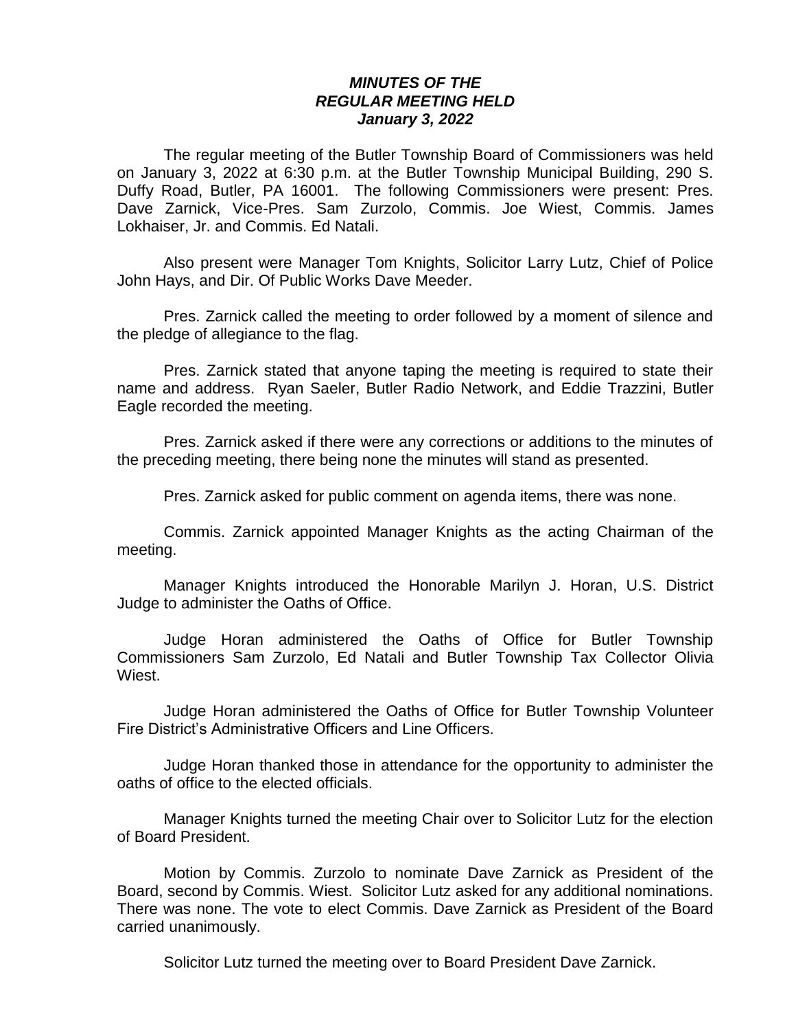# *MINUTES OF THE REGULAR MEETING HELD January 3, 2022*

The regular meeting of the Butler Township Board of Commissioners was held on January 3, 2022 at 6:30 p.m. at the Butler Township Municipal Building, 290 S. Duffy Road, Butler, PA 16001. The following Commissioners were present: Pres. Dave Zarnick, Vice-Pres. Sam Zurzolo, Commis. Joe Wiest, Commis. James Lokhaiser, Jr. and Commis. Ed Natali.

Also present were Manager Tom Knights, Solicitor Larry Lutz, Chief of Police John Hays, and Dir. Of Public Works Dave Meeder.

Pres. Zarnick called the meeting to order followed by a moment of silence and the pledge of allegiance to the flag.

Pres. Zarnick stated that anyone taping the meeting is required to state their name and address. Ryan Saeler, Butler Radio Network, and Eddie Trazzini, Butler Eagle recorded the meeting.

Pres. Zarnick asked if there were any corrections or additions to the minutes of the preceding meeting, there being none the minutes will stand as presented.

Pres. Zarnick asked for public comment on agenda items, there was none.

Commis. Zarnick appointed Manager Knights as the acting Chairman of the meeting.

Manager Knights introduced the Honorable Marilyn J. Horan, U.S. District Judge to administer the Oaths of Office.

Judge Horan administered the Oaths of Office for Butler Township Commissioners Sam Zurzolo, Ed Natali and Butler Township Tax Collector Olivia Wiest.

Judge Horan administered the Oaths of Office for Butler Township Volunteer Fire District's Administrative Officers and Line Officers.

Judge Horan thanked those in attendance for the opportunity to administer the oaths of office to the elected officials.

Manager Knights turned the meeting Chair over to Solicitor Lutz for the election of Board President.

Motion by Commis. Zurzolo to nominate Dave Zarnick as President of the Board, second by Commis. Wiest. Solicitor Lutz asked for any additional nominations. There was none. The vote to elect Commis. Dave Zarnick as President of the Board carried unanimously.

Solicitor Lutz turned the meeting over to Board President Dave Zarnick.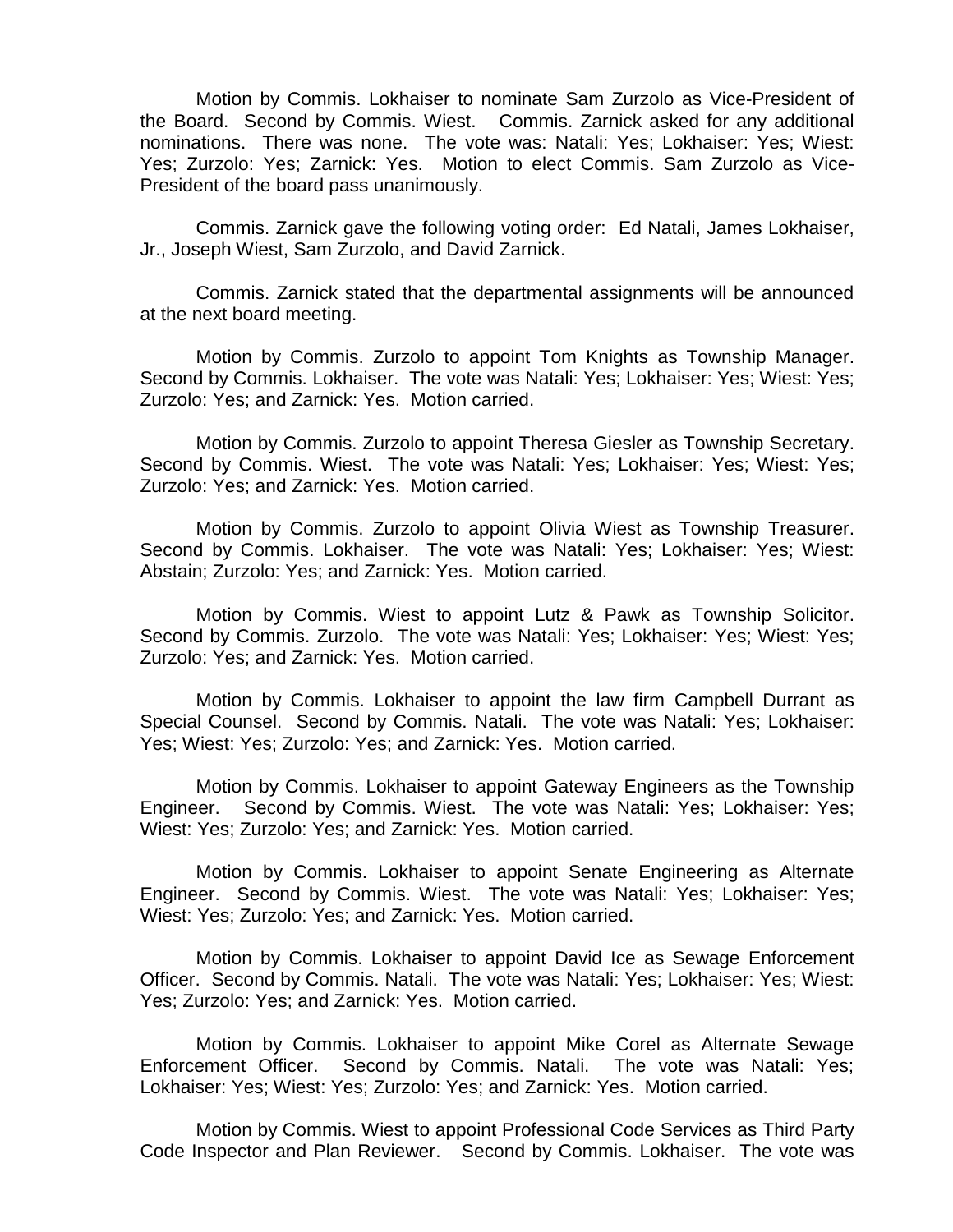Motion by Commis. Lokhaiser to nominate Sam Zurzolo as Vice-President of the Board. Second by Commis. Wiest. Commis. Zarnick asked for any additional nominations. There was none. The vote was: Natali: Yes; Lokhaiser: Yes; Wiest: Yes; Zurzolo: Yes; Zarnick: Yes. Motion to elect Commis. Sam Zurzolo as Vice-President of the board pass unanimously.

Commis. Zarnick gave the following voting order: Ed Natali, James Lokhaiser, Jr., Joseph Wiest, Sam Zurzolo, and David Zarnick.

Commis. Zarnick stated that the departmental assignments will be announced at the next board meeting.

Motion by Commis. Zurzolo to appoint Tom Knights as Township Manager. Second by Commis. Lokhaiser. The vote was Natali: Yes; Lokhaiser: Yes; Wiest: Yes; Zurzolo: Yes; and Zarnick: Yes. Motion carried.

Motion by Commis. Zurzolo to appoint Theresa Giesler as Township Secretary. Second by Commis. Wiest. The vote was Natali: Yes; Lokhaiser: Yes; Wiest: Yes; Zurzolo: Yes; and Zarnick: Yes. Motion carried.

Motion by Commis. Zurzolo to appoint Olivia Wiest as Township Treasurer. Second by Commis. Lokhaiser. The vote was Natali: Yes; Lokhaiser: Yes; Wiest: Abstain; Zurzolo: Yes; and Zarnick: Yes. Motion carried.

Motion by Commis. Wiest to appoint Lutz & Pawk as Township Solicitor. Second by Commis. Zurzolo. The vote was Natali: Yes; Lokhaiser: Yes; Wiest: Yes; Zurzolo: Yes; and Zarnick: Yes. Motion carried.

Motion by Commis. Lokhaiser to appoint the law firm Campbell Durrant as Special Counsel. Second by Commis. Natali. The vote was Natali: Yes; Lokhaiser: Yes; Wiest: Yes; Zurzolo: Yes; and Zarnick: Yes. Motion carried.

Motion by Commis. Lokhaiser to appoint Gateway Engineers as the Township Engineer. Second by Commis. Wiest. The vote was Natali: Yes; Lokhaiser: Yes; Wiest: Yes; Zurzolo: Yes; and Zarnick: Yes. Motion carried.

Motion by Commis. Lokhaiser to appoint Senate Engineering as Alternate Engineer. Second by Commis. Wiest. The vote was Natali: Yes; Lokhaiser: Yes; Wiest: Yes; Zurzolo: Yes; and Zarnick: Yes. Motion carried.

Motion by Commis. Lokhaiser to appoint David Ice as Sewage Enforcement Officer. Second by Commis. Natali. The vote was Natali: Yes; Lokhaiser: Yes; Wiest: Yes; Zurzolo: Yes; and Zarnick: Yes. Motion carried.

Motion by Commis. Lokhaiser to appoint Mike Corel as Alternate Sewage Enforcement Officer. Second by Commis. Natali. The vote was Natali: Yes; Lokhaiser: Yes; Wiest: Yes; Zurzolo: Yes; and Zarnick: Yes. Motion carried.

Motion by Commis. Wiest to appoint Professional Code Services as Third Party Code Inspector and Plan Reviewer. Second by Commis. Lokhaiser. The vote was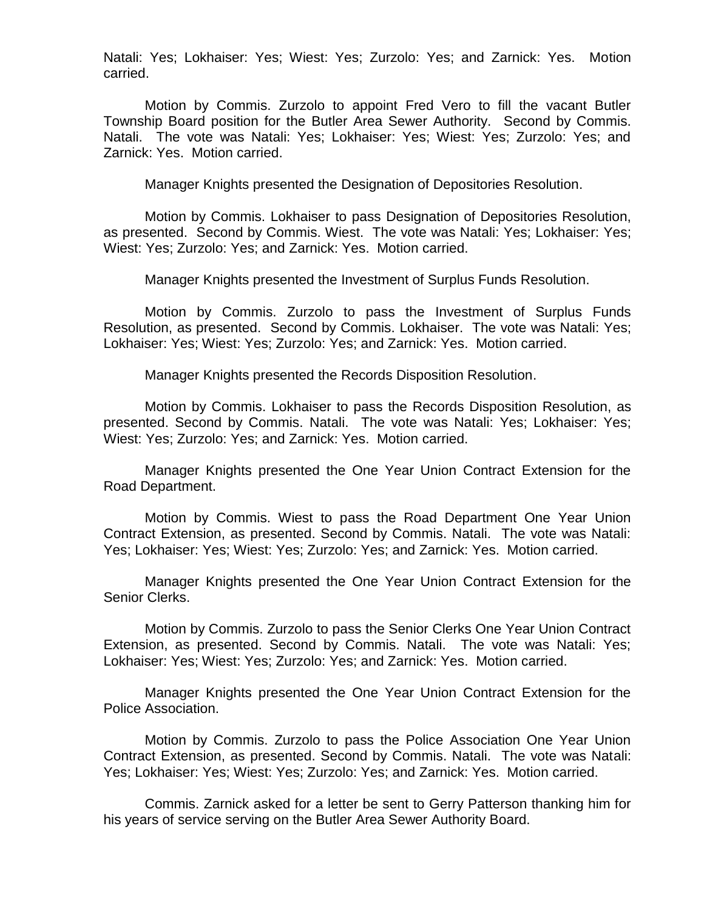Natali: Yes; Lokhaiser: Yes; Wiest: Yes; Zurzolo: Yes; and Zarnick: Yes. Motion carried.

Motion by Commis. Zurzolo to appoint Fred Vero to fill the vacant Butler Township Board position for the Butler Area Sewer Authority. Second by Commis. Natali. The vote was Natali: Yes; Lokhaiser: Yes; Wiest: Yes; Zurzolo: Yes; and Zarnick: Yes. Motion carried.

Manager Knights presented the Designation of Depositories Resolution.

Motion by Commis. Lokhaiser to pass Designation of Depositories Resolution, as presented. Second by Commis. Wiest. The vote was Natali: Yes; Lokhaiser: Yes; Wiest: Yes; Zurzolo: Yes; and Zarnick: Yes. Motion carried.

Manager Knights presented the Investment of Surplus Funds Resolution.

Motion by Commis. Zurzolo to pass the Investment of Surplus Funds Resolution, as presented. Second by Commis. Lokhaiser. The vote was Natali: Yes; Lokhaiser: Yes; Wiest: Yes; Zurzolo: Yes; and Zarnick: Yes. Motion carried.

Manager Knights presented the Records Disposition Resolution.

Motion by Commis. Lokhaiser to pass the Records Disposition Resolution, as presented. Second by Commis. Natali. The vote was Natali: Yes; Lokhaiser: Yes; Wiest: Yes; Zurzolo: Yes; and Zarnick: Yes. Motion carried.

Manager Knights presented the One Year Union Contract Extension for the Road Department.

Motion by Commis. Wiest to pass the Road Department One Year Union Contract Extension, as presented. Second by Commis. Natali. The vote was Natali: Yes; Lokhaiser: Yes; Wiest: Yes; Zurzolo: Yes; and Zarnick: Yes. Motion carried.

Manager Knights presented the One Year Union Contract Extension for the Senior Clerks.

Motion by Commis. Zurzolo to pass the Senior Clerks One Year Union Contract Extension, as presented. Second by Commis. Natali. The vote was Natali: Yes; Lokhaiser: Yes; Wiest: Yes; Zurzolo: Yes; and Zarnick: Yes. Motion carried.

Manager Knights presented the One Year Union Contract Extension for the Police Association.

Motion by Commis. Zurzolo to pass the Police Association One Year Union Contract Extension, as presented. Second by Commis. Natali. The vote was Natali: Yes; Lokhaiser: Yes; Wiest: Yes; Zurzolo: Yes; and Zarnick: Yes. Motion carried.

Commis. Zarnick asked for a letter be sent to Gerry Patterson thanking him for his years of service serving on the Butler Area Sewer Authority Board.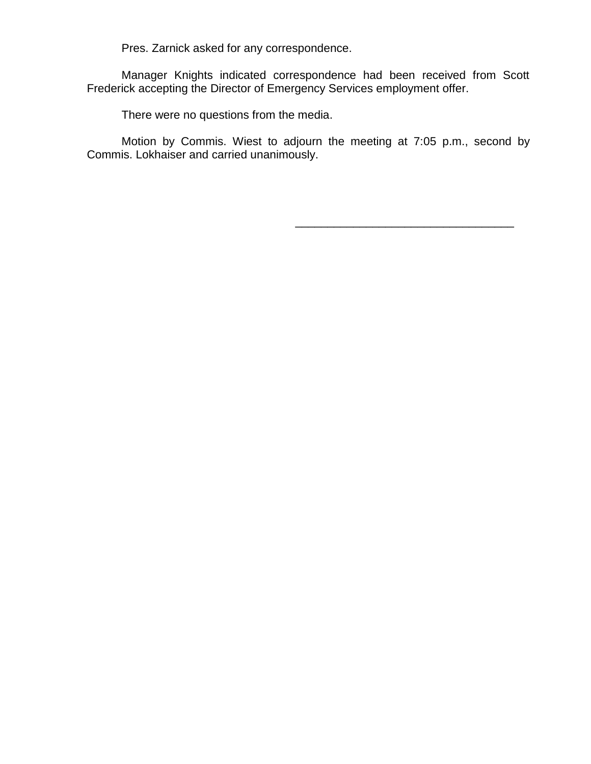Pres. Zarnick asked for any correspondence.

Manager Knights indicated correspondence had been received from Scott Frederick accepting the Director of Emergency Services employment offer.

There were no questions from the media.

Motion by Commis. Wiest to adjourn the meeting at 7:05 p.m., second by Commis. Lokhaiser and carried unanimously.

\_\_\_\_\_\_\_\_\_\_\_\_\_\_\_\_\_\_\_\_\_\_\_\_\_\_\_\_\_\_\_\_\_\_\_\_